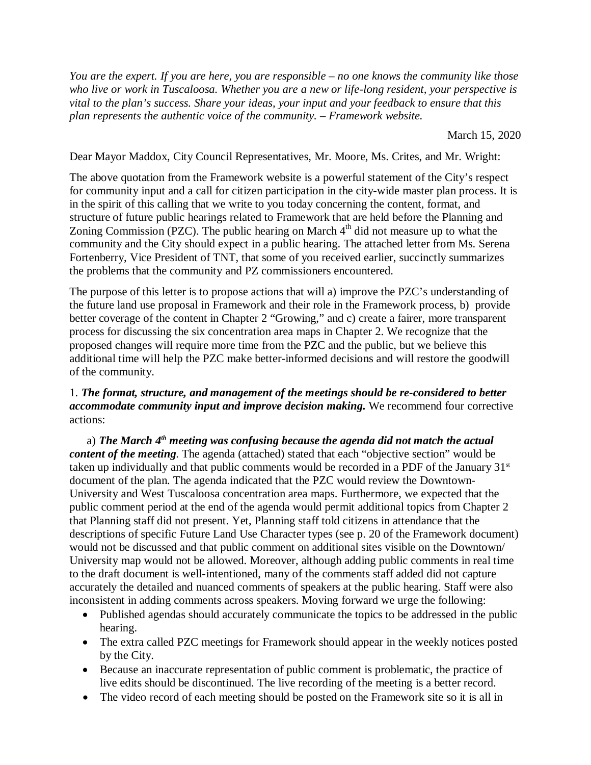*You are the expert. If you are here, you are responsible – no one knows the community like those who live or work in Tuscaloosa. Whether you are a new or life-long resident, your perspective is vital to the plan's success. Share your ideas, your input and your feedback to ensure that this plan represents the authentic voice of the community. – Framework website.*

March 15, 2020

Dear Mayor Maddox, City Council Representatives, Mr. Moore, Ms. Crites, and Mr. Wright:

The above quotation from the Framework website is a powerful statement of the City's respect for community input and a call for citizen participation in the city-wide master plan process. It is in the spirit of this calling that we write to you today concerning the content, format, and structure of future public hearings related to Framework that are held before the Planning and Zoning Commission (PZC). The public hearing on March 4th did not measure up to what the community and the City should expect in a public hearing. The attached letter from Ms. Serena Fortenberry, Vice President of TNT, that some of you received earlier, succinctly summarizes the problems that the community and PZ commissioners encountered.

The purpose of this letter is to propose actions that will a) improve the PZC's understanding of the future land use proposal in Framework and their role in the Framework process, b) provide better coverage of the content in Chapter 2 "Growing," and c) create a fairer, more transparent process for discussing the six concentration area maps in Chapter 2. We recognize that the proposed changes will require more time from the PZC and the public, but we believe this additional time will help the PZC make better-informed decisions and will restore the goodwill of the community.

1. ***The format, structure, and management of the meetings should be re-considered to better accommodate community input and improve decision making.*** We recommend four corrective actions:

a) ***The March 4th meeting was confusing because the agenda did not match the actual content of the meeting***. The agenda (attached) stated that each "objective section" would be taken up individually and that public comments would be recorded in a PDF of the January 31st document of the plan. The agenda indicated that the PZC would review the Downtown-University and West Tuscaloosa concentration area maps. Furthermore, we expected that the public comment period at the end of the agenda would permit additional topics from Chapter 2 that Planning staff did not present. Yet, Planning staff told citizens in attendance that the descriptions of specific Future Land Use Character types (see p. 20 of the Framework document) would not be discussed and that public comment on additional sites visible on the Downtown/ University map would not be allowed. Moreover, although adding public comments in real time to the draft document is well-intentioned, many of the comments staff added did not capture accurately the detailed and nuanced comments of speakers at the public hearing. Staff were also inconsistent in adding comments across speakers. Moving forward we urge the following:

- Published agendas should accurately communicate the topics to be addressed in the public hearing.
- The extra called PZC meetings for Framework should appear in the weekly notices posted by the City.
- Because an inaccurate representation of public comment is problematic, the practice of live edits should be discontinued. The live recording of the meeting is a better record.
- The video record of each meeting should be posted on the Framework site so it is all in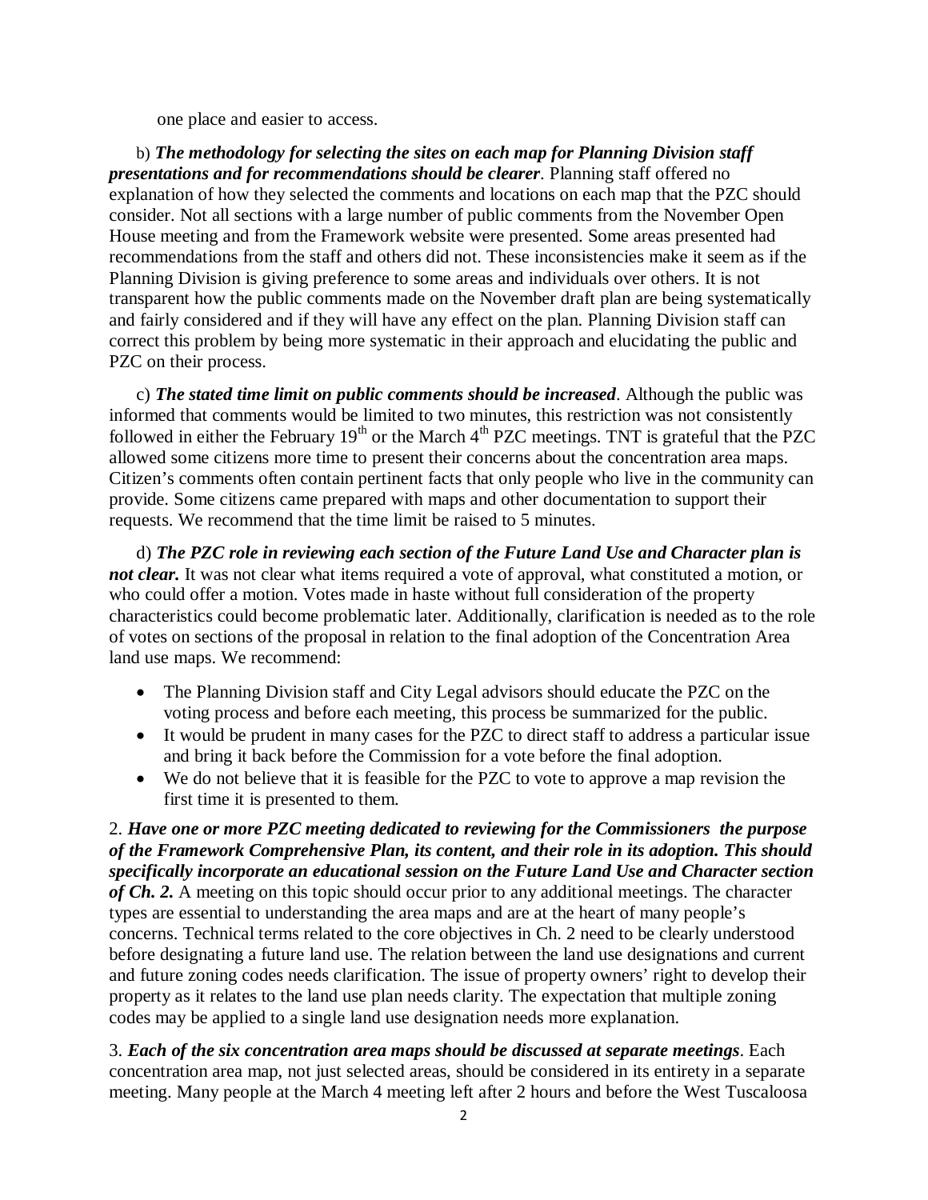one place and easier to access.

b) ***The methodology for selecting the sites on each map for Planning Division staff presentations and for recommendations should be clearer***. Planning staff offered no explanation of how they selected the comments and locations on each map that the PZC should consider. Not all sections with a large number of public comments from the November Open House meeting and from the Framework website were presented. Some areas presented had recommendations from the staff and others did not. These inconsistencies make it seem as if the Planning Division is giving preference to some areas and individuals over others. It is not transparent how the public comments made on the November draft plan are being systematically and fairly considered and if they will have any effect on the plan. Planning Division staff can correct this problem by being more systematic in their approach and elucidating the public and PZC on their process.

c) ***The stated time limit on public comments should be increased***. Although the public was informed that comments would be limited to two minutes, this restriction was not consistently followed in either the February 19th or the March 4th PZC meetings. TNT is grateful that the PZC allowed some citizens more time to present their concerns about the concentration area maps. Citizen's comments often contain pertinent facts that only people who live in the community can provide. Some citizens came prepared with maps and other documentation to support their requests. We recommend that the time limit be raised to 5 minutes.

d) ***The PZC role in reviewing each section of the Future Land Use and Character plan is not clear.*** It was not clear what items required a vote of approval, what constituted a motion, or who could offer a motion. Votes made in haste without full consideration of the property characteristics could become problematic later. Additionally, clarification is needed as to the role of votes on sections of the proposal in relation to the final adoption of the Concentration Area land use maps. We recommend:

- The Planning Division staff and City Legal advisors should educate the PZC on the voting process and before each meeting, this process be summarized for the public.
- It would be prudent in many cases for the PZC to direct staff to address a particular issue and bring it back before the Commission for a vote before the final adoption.
- We do not believe that it is feasible for the PZC to vote to approve a map revision the first time it is presented to them.

2. ***Have one or more PZC meeting dedicated to reviewing for the Commissioners the purpose of the Framework Comprehensive Plan, its content, and their role in its adoption. This should specifically incorporate an educational session on the Future Land Use and Character section of Ch. 2.*** A meeting on this topic should occur prior to any additional meetings. The character types are essential to understanding the area maps and are at the heart of many people's concerns. Technical terms related to the core objectives in Ch. 2 need to be clearly understood before designating a future land use. The relation between the land use designations and current and future zoning codes needs clarification. The issue of property owners' right to develop their property as it relates to the land use plan needs clarity. The expectation that multiple zoning codes may be applied to a single land use designation needs more explanation.

3. ***Each of the six concentration area maps should be discussed at separate meetings***. Each concentration area map, not just selected areas, should be considered in its entirety in a separate meeting. Many people at the March 4 meeting left after 2 hours and before the West Tuscaloosa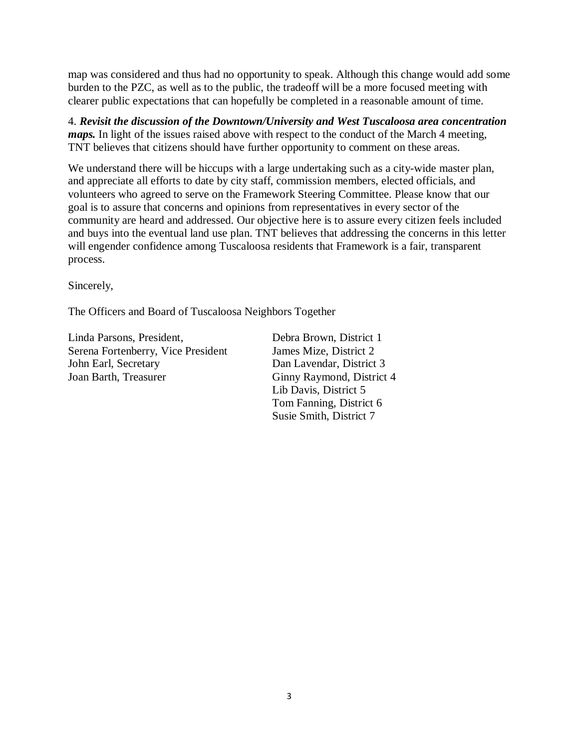map was considered and thus had no opportunity to speak. Although this change would add some burden to the PZC, as well as to the public, the tradeoff will be a more focused meeting with clearer public expectations that can hopefully be completed in a reasonable amount of time.

4. ***Revisit the discussion of the Downtown/University and West Tuscaloosa area concentration maps.*** In light of the issues raised above with respect to the conduct of the March 4 meeting, TNT believes that citizens should have further opportunity to comment on these areas.

We understand there will be hiccups with a large undertaking such as a city-wide master plan, and appreciate all efforts to date by city staff, commission members, elected officials, and volunteers who agreed to serve on the Framework Steering Committee. Please know that our goal is to assure that concerns and opinions from representatives in every sector of the community are heard and addressed. Our objective here is to assure every citizen feels included and buys into the eventual land use plan. TNT believes that addressing the concerns in this letter will engender confidence among Tuscaloosa residents that Framework is a fair, transparent process.

Sincerely,

The Officers and Board of Tuscaloosa Neighbors Together

Linda Parsons, President,
Serena Fortenberry, Vice President
John Earl, Secretary
Joan Barth, Treasurer

Debra Brown, District 1
James Mize, District 2
Dan Lavendar, District 3
Ginny Raymond, District 4
Lib Davis, District 5
Tom Fanning, District 6
Susie Smith, District 7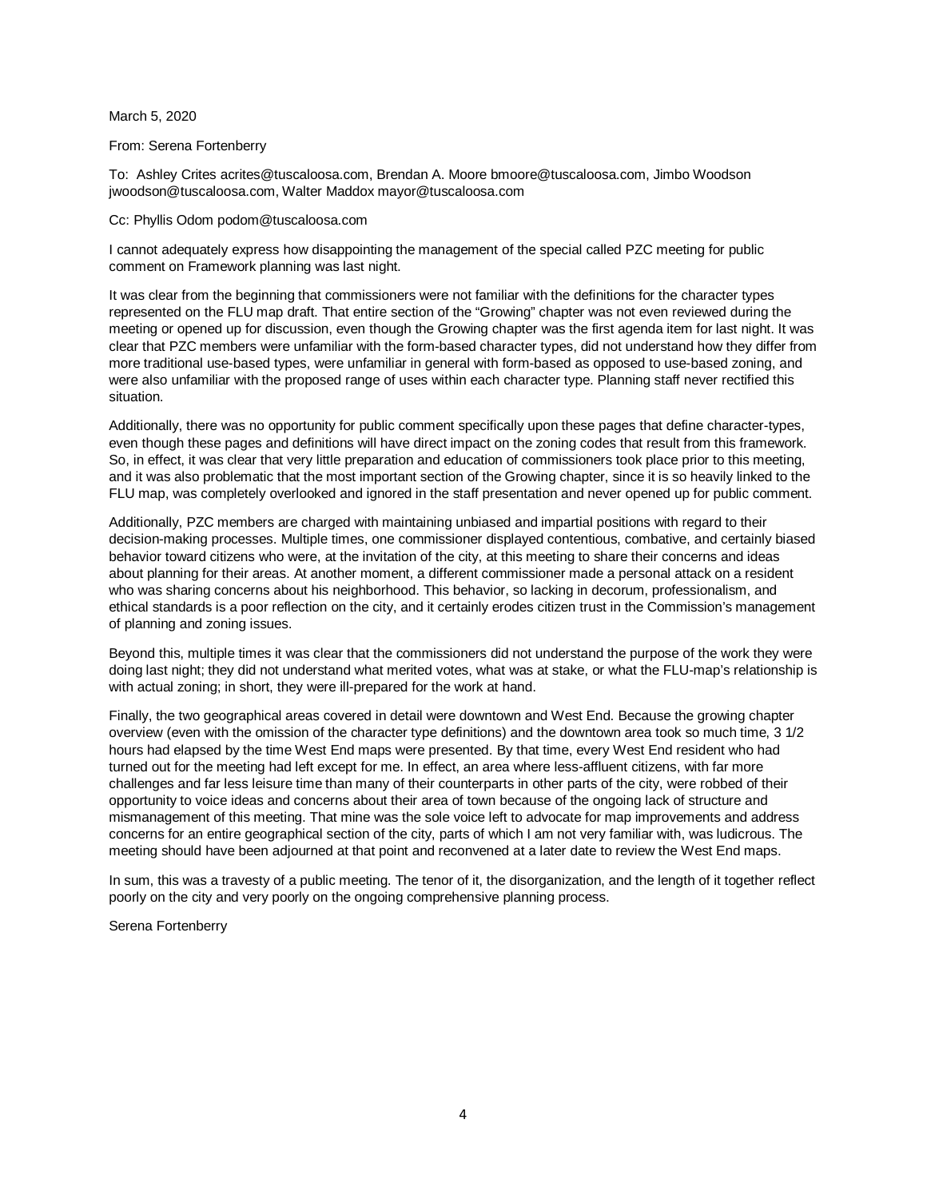March 5, 2020

From: Serena Fortenberry

To: Ashley Crites acrites@tuscaloosa.com, Brendan A. Moore bmoore@tuscaloosa.com, Jimbo Woodson jwoodson@tuscaloosa.com, Walter Maddox mayor@tuscaloosa.com

Cc: Phyllis Odom podom@tuscaloosa.com

I cannot adequately express how disappointing the management of the special called PZC meeting for public comment on Framework planning was last night.

It was clear from the beginning that commissioners were not familiar with the definitions for the character types represented on the FLU map draft. That entire section of the "Growing" chapter was not even reviewed during the meeting or opened up for discussion, even though the Growing chapter was the first agenda item for last night. It was clear that PZC members were unfamiliar with the form-based character types, did not understand how they differ from more traditional use-based types, were unfamiliar in general with form-based as opposed to use-based zoning, and were also unfamiliar with the proposed range of uses within each character type. Planning staff never rectified this situation.

Additionally, there was no opportunity for public comment specifically upon these pages that define character-types, even though these pages and definitions will have direct impact on the zoning codes that result from this framework. So, in effect, it was clear that very little preparation and education of commissioners took place prior to this meeting, and it was also problematic that the most important section of the Growing chapter, since it is so heavily linked to the FLU map, was completely overlooked and ignored in the staff presentation and never opened up for public comment.

Additionally, PZC members are charged with maintaining unbiased and impartial positions with regard to their decision-making processes. Multiple times, one commissioner displayed contentious, combative, and certainly biased behavior toward citizens who were, at the invitation of the city, at this meeting to share their concerns and ideas about planning for their areas. At another moment, a different commissioner made a personal attack on a resident who was sharing concerns about his neighborhood. This behavior, so lacking in decorum, professionalism, and ethical standards is a poor reflection on the city, and it certainly erodes citizen trust in the Commission's management of planning and zoning issues.

Beyond this, multiple times it was clear that the commissioners did not understand the purpose of the work they were doing last night; they did not understand what merited votes, what was at stake, or what the FLU-map's relationship is with actual zoning; in short, they were ill-prepared for the work at hand.

Finally, the two geographical areas covered in detail were downtown and West End. Because the growing chapter overview (even with the omission of the character type definitions) and the downtown area took so much time, 3 1/2 hours had elapsed by the time West End maps were presented. By that time, every West End resident who had turned out for the meeting had left except for me. In effect, an area where less-affluent citizens, with far more challenges and far less leisure time than many of their counterparts in other parts of the city, were robbed of their opportunity to voice ideas and concerns about their area of town because of the ongoing lack of structure and mismanagement of this meeting. That mine was the sole voice left to advocate for map improvements and address concerns for an entire geographical section of the city, parts of which I am not very familiar with, was ludicrous. The meeting should have been adjourned at that point and reconvened at a later date to review the West End maps.

In sum, this was a travesty of a public meeting. The tenor of it, the disorganization, and the length of it together reflect poorly on the city and very poorly on the ongoing comprehensive planning process.

Serena Fortenberry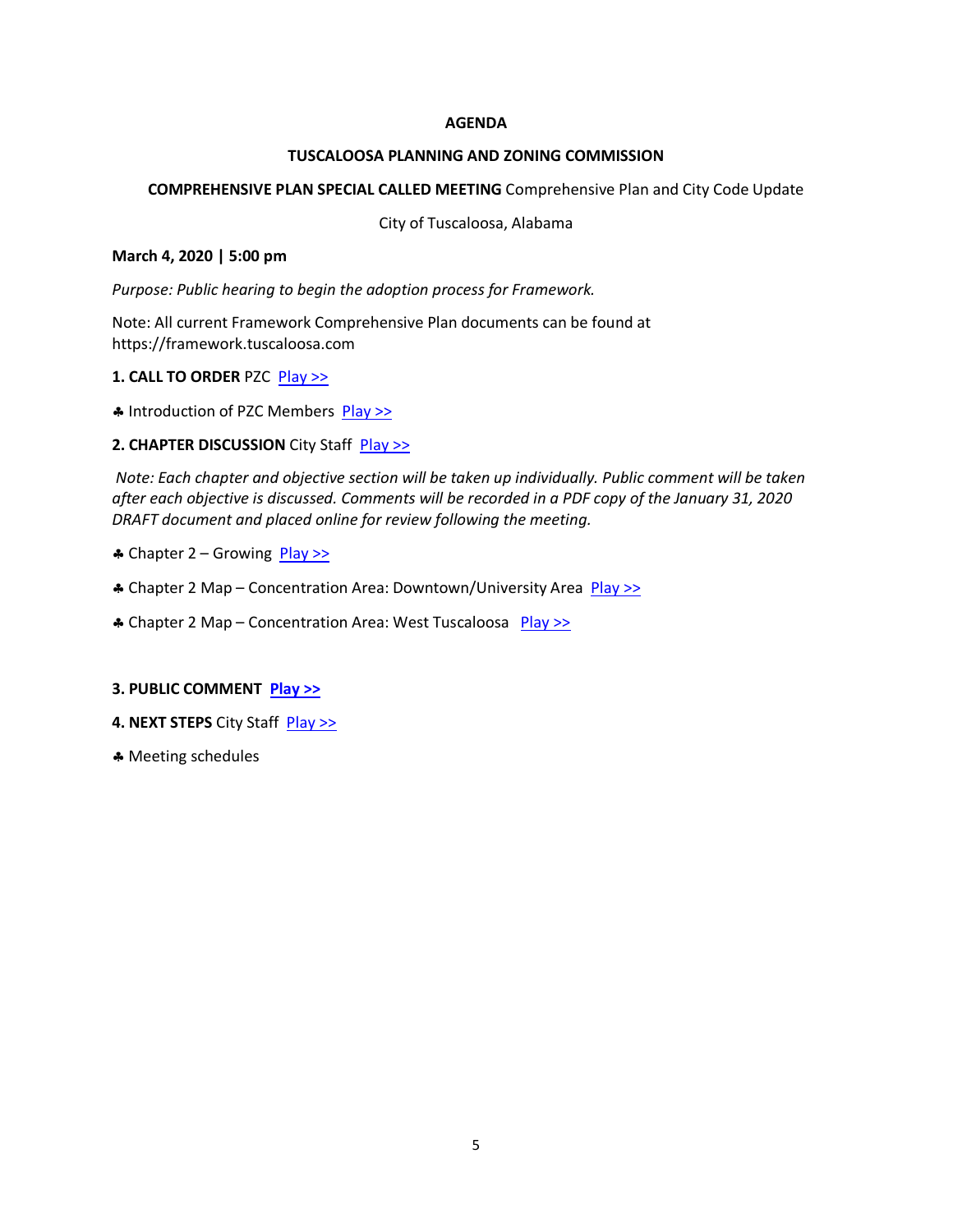**AGENDA**

**TUSCALOOSA PLANNING AND ZONING COMMISSION**

**COMPREHENSIVE PLAN SPECIAL CALLED MEETING** Comprehensive Plan and City Code Update

City of Tuscaloosa, Alabama

**March 4, 2020 | 5:00 pm**

*Purpose: Public hearing to begin the adoption process for Framework.*

Note: All current Framework Comprehensive Plan documents can be found at https://framework.tuscaloosa.com

**1. CALL TO ORDER** PZC Play >>

♣ Introduction of PZC Members Play >>

**2. CHAPTER DISCUSSION** City Staff Play >>

*Note: Each chapter and objective section will be taken up individually. Public comment will be taken after each objective is discussed. Comments will be recorded in a PDF copy of the January 31, 2020 DRAFT document and placed online for review following the meeting.*

♣ Chapter 2 – Growing Play >>

♣ Chapter 2 Map – Concentration Area: Downtown/University Area Play >>

♣ Chapter 2 Map – Concentration Area: West Tuscaloosa Play >>

**3. PUBLIC COMMENT** **Play >>**

**4. NEXT STEPS** City Staff Play >>

♣ Meeting schedules